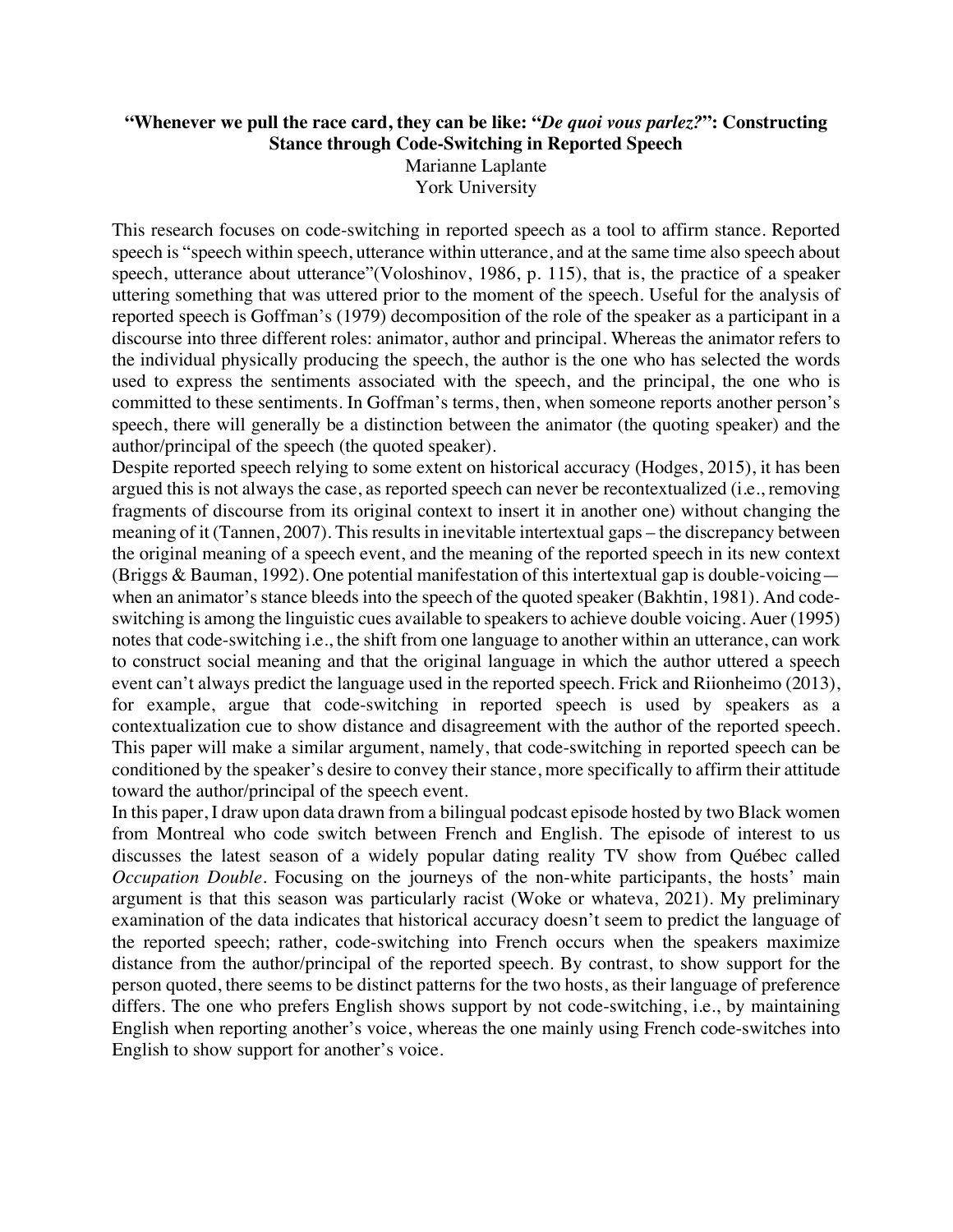**"Whenever we pull the race card, they can be like: "*De quoi vous parlez?*": Constructing Stance through Code-Switching in Reported Speech**

Marianne Laplante

York University

This research focuses on code-switching in reported speech as a tool to affirm stance. Reported speech is "speech within speech, utterance within utterance, and at the same time also speech about speech, utterance about utterance"(Voloshinov, 1986, p. 115), that is, the practice of a speaker uttering something that was uttered prior to the moment of the speech. Useful for the analysis of reported speech is Goffman's (1979) decomposition of the role of the speaker as a participant in a discourse into three different roles: animator, author and principal. Whereas the animator refers to the individual physically producing the speech, the author is the one who has selected the words used to express the sentiments associated with the speech, and the principal, the one who is committed to these sentiments. In Goffman's terms, then, when someone reports another person's speech, there will generally be a distinction between the animator (the quoting speaker) and the author/principal of the speech (the quoted speaker).

Despite reported speech relying to some extent on historical accuracy (Hodges, 2015), it has been argued this is not always the case, as reported speech can never be recontextualized (i.e., removing fragments of discourse from its original context to insert it in another one) without changing the meaning of it (Tannen, 2007). This results in inevitable intertextual gaps – the discrepancy between the original meaning of a speech event, and the meaning of the reported speech in its new context (Briggs & Bauman, 1992). One potential manifestation of this intertextual gap is double-voicing—when an animator's stance bleeds into the speech of the quoted speaker (Bakhtin, 1981). And code-switching is among the linguistic cues available to speakers to achieve double voicing. Auer (1995) notes that code-switching i.e., the shift from one language to another within an utterance, can work to construct social meaning and that the original language in which the author uttered a speech event can't always predict the language used in the reported speech. Frick and Riionheimo (2013), for example, argue that code-switching in reported speech is used by speakers as a contextualization cue to show distance and disagreement with the author of the reported speech. This paper will make a similar argument, namely, that code-switching in reported speech can be conditioned by the speaker's desire to convey their stance, more specifically to affirm their attitude toward the author/principal of the speech event.

In this paper, I draw upon data drawn from a bilingual podcast episode hosted by two Black women from Montreal who code switch between French and English. The episode of interest to us discusses the latest season of a widely popular dating reality TV show from Québec called *Occupation Double*. Focusing on the journeys of the non-white participants, the hosts' main argument is that this season was particularly racist (Woke or whateva, 2021). My preliminary examination of the data indicates that historical accuracy doesn't seem to predict the language of the reported speech; rather, code-switching into French occurs when the speakers maximize distance from the author/principal of the reported speech. By contrast, to show support for the person quoted, there seems to be distinct patterns for the two hosts, as their language of preference differs. The one who prefers English shows support by not code-switching, i.e., by maintaining English when reporting another's voice, whereas the one mainly using French code-switches into English to show support for another's voice.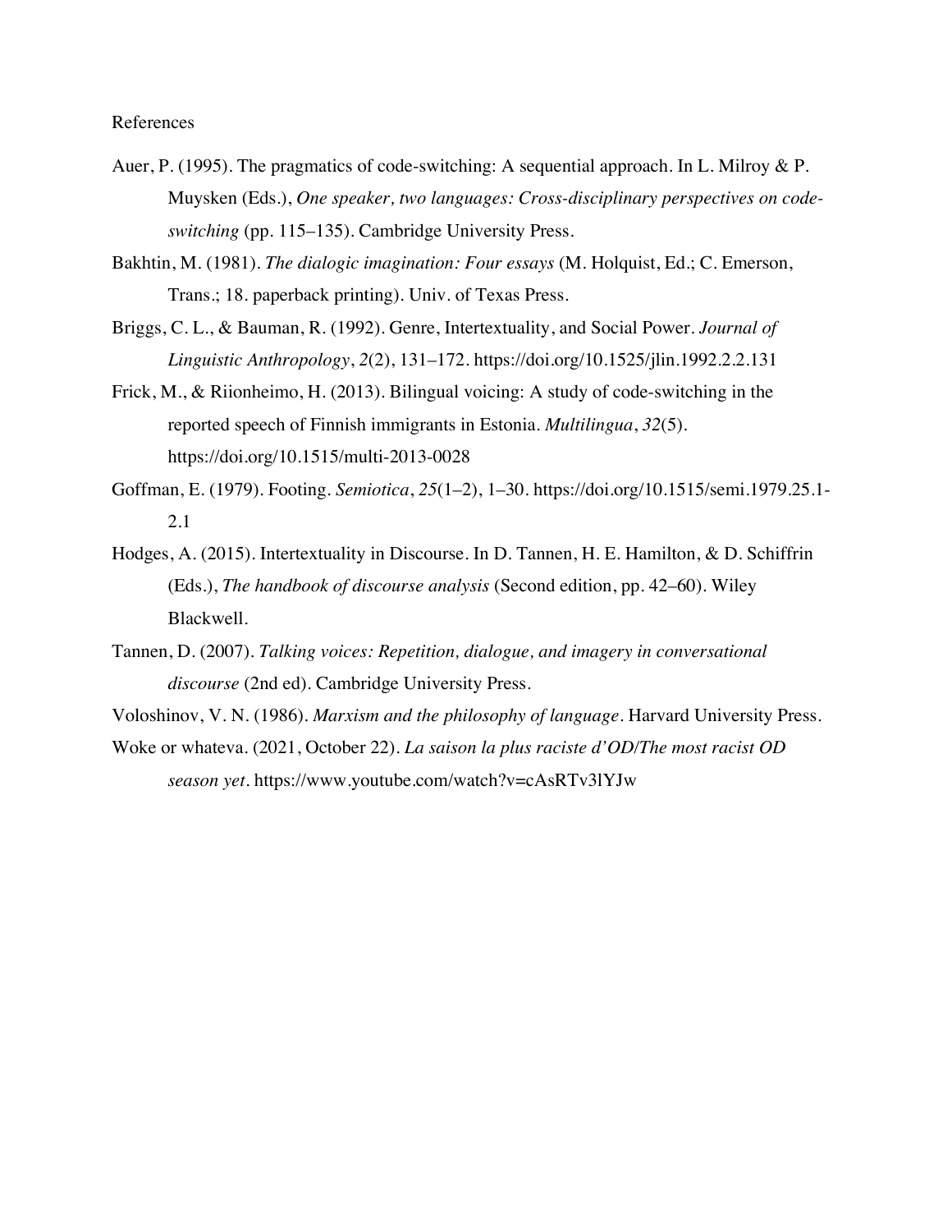References

Auer, P. (1995). The pragmatics of code-switching: A sequential approach. In L. Milroy & P. Muysken (Eds.), *One speaker, two languages: Cross-disciplinary perspectives on code-switching* (pp. 115–135). Cambridge University Press.

Bakhtin, M. (1981). *The dialogic imagination: Four essays* (M. Holquist, Ed.; C. Emerson, Trans.; 18. paperback printing). Univ. of Texas Press.

Briggs, C. L., & Bauman, R. (1992). Genre, Intertextuality, and Social Power. *Journal of Linguistic Anthropology*, *2*(2), 131–172. https://doi.org/10.1525/jlin.1992.2.2.131

Frick, M., & Riionheimo, H. (2013). Bilingual voicing: A study of code-switching in the reported speech of Finnish immigrants in Estonia. *Multilingua*, *32*(5). https://doi.org/10.1515/multi-2013-0028

Goffman, E. (1979). Footing. *Semiotica*, *25*(1–2), 1–30. https://doi.org/10.1515/semi.1979.25.1-2.1

Hodges, A. (2015). Intertextuality in Discourse. In D. Tannen, H. E. Hamilton, & D. Schiffrin (Eds.), *The handbook of discourse analysis* (Second edition, pp. 42–60). Wiley Blackwell.

Tannen, D. (2007). *Talking voices: Repetition, dialogue, and imagery in conversational discourse* (2nd ed). Cambridge University Press.

Voloshinov, V. N. (1986). *Marxism and the philosophy of language*. Harvard University Press.

Woke or whateva. (2021, October 22). *La saison la plus raciste d'OD/The most racist OD season yet*. https://www.youtube.com/watch?v=cAsRTv3lYJw